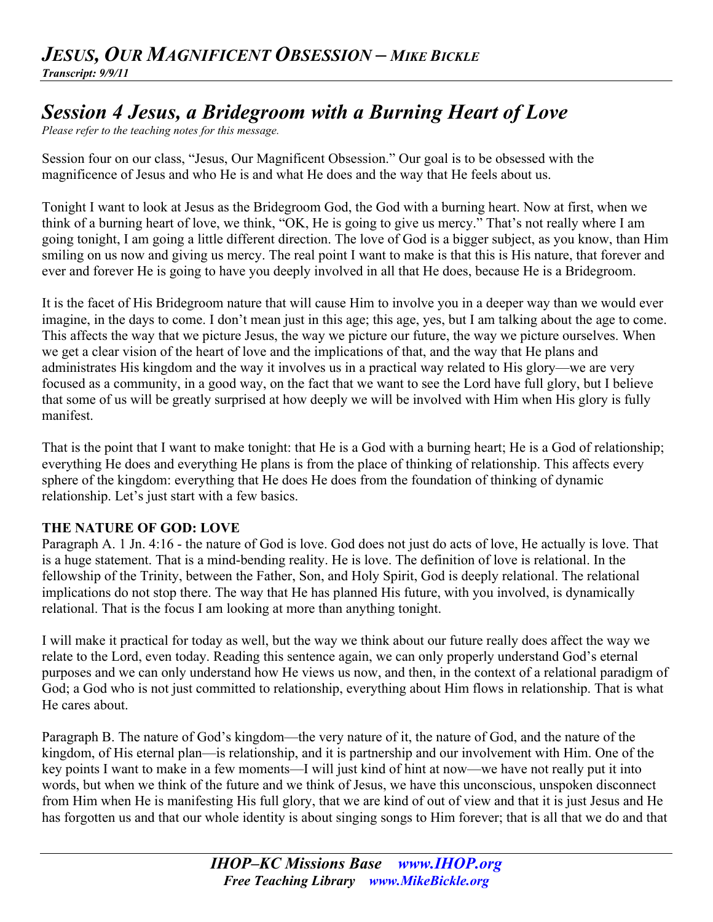# *JESUS, OUR MAGNIFICENT OBSESSION – MIKE BICKLE*

***Transcript: 9/9/11***

## *Session 4 Jesus, a Bridegroom with a Burning Heart of Love*

*Please refer to the teaching notes for this message.*

Session four on our class, "Jesus, Our Magnificent Obsession." Our goal is to be obsessed with the magnificence of Jesus and who He is and what He does and the way that He feels about us.

Tonight I want to look at Jesus as the Bridegroom God, the God with a burning heart. Now at first, when we think of a burning heart of love, we think, "OK, He is going to give us mercy." That's not really where I am going tonight, I am going a little different direction. The love of God is a bigger subject, as you know, than Him smiling on us now and giving us mercy. The real point I want to make is that this is His nature, that forever and ever and forever He is going to have you deeply involved in all that He does, because He is a Bridegroom.

It is the facet of His Bridegroom nature that will cause Him to involve you in a deeper way than we would ever imagine, in the days to come. I don't mean just in this age; this age, yes, but I am talking about the age to come. This affects the way that we picture Jesus, the way we picture our future, the way we picture ourselves. When we get a clear vision of the heart of love and the implications of that, and the way that He plans and administrates His kingdom and the way it involves us in a practical way related to His glory—we are very focused as a community, in a good way, on the fact that we want to see the Lord have full glory, but I believe that some of us will be greatly surprised at how deeply we will be involved with Him when His glory is fully manifest.

That is the point that I want to make tonight: that He is a God with a burning heart; He is a God of relationship; everything He does and everything He plans is from the place of thinking of relationship. This affects every sphere of the kingdom: everything that He does He does from the foundation of thinking of dynamic relationship. Let's just start with a few basics.

**THE NATURE OF GOD: LOVE**

Paragraph A. 1 Jn. 4:16 - the nature of God is love. God does not just do acts of love, He actually is love. That is a huge statement. That is a mind-bending reality. He is love. The definition of love is relational. In the fellowship of the Trinity, between the Father, Son, and Holy Spirit, God is deeply relational. The relational implications do not stop there. The way that He has planned His future, with you involved, is dynamically relational. That is the focus I am looking at more than anything tonight.

I will make it practical for today as well, but the way we think about our future really does affect the way we relate to the Lord, even today. Reading this sentence again, we can only properly understand God's eternal purposes and we can only understand how He views us now, and then, in the context of a relational paradigm of God; a God who is not just committed to relationship, everything about Him flows in relationship. That is what He cares about.

Paragraph B. The nature of God's kingdom—the very nature of it, the nature of God, and the nature of the kingdom, of His eternal plan—is relationship, and it is partnership and our involvement with Him. One of the key points I want to make in a few moments—I will just kind of hint at now—we have not really put it into words, but when we think of the future and we think of Jesus, we have this unconscious, unspoken disconnect from Him when He is manifesting His full glory, that we are kind of out of view and that it is just Jesus and He has forgotten us and that our whole identity is about singing songs to Him forever; that is all that we do and that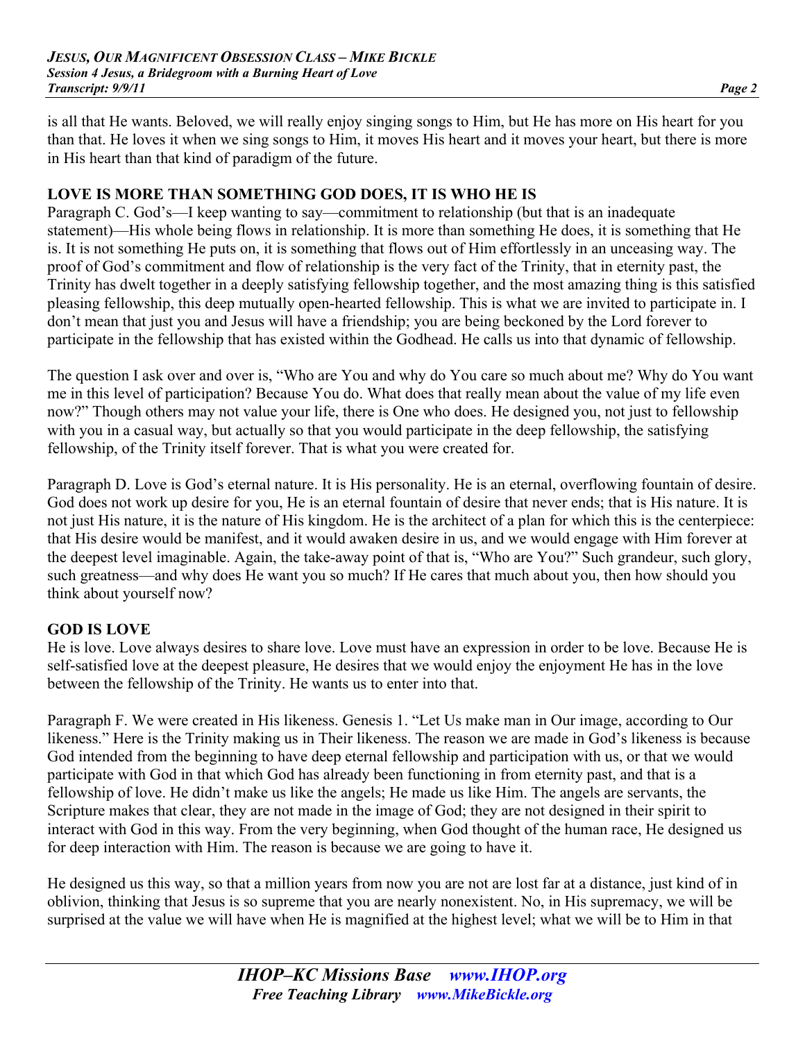is all that He wants. Beloved, we will really enjoy singing songs to Him, but He has more on His heart for you than that. He loves it when we sing songs to Him, it moves His heart and it moves your heart, but there is more in His heart than that kind of paradigm of the future.

## LOVE IS MORE THAN SOMETHING GOD DOES, IT IS WHO HE IS

Paragraph C. God's—I keep wanting to say—commitment to relationship (but that is an inadequate statement)—His whole being flows in relationship. It is more than something He does, it is something that He is. It is not something He puts on, it is something that flows out of Him effortlessly in an unceasing way. The proof of God's commitment and flow of relationship is the very fact of the Trinity, that in eternity past, the Trinity has dwelt together in a deeply satisfying fellowship together, and the most amazing thing is this satisfied pleasing fellowship, this deep mutually open-hearted fellowship. This is what we are invited to participate in. I don't mean that just you and Jesus will have a friendship; you are being beckoned by the Lord forever to participate in the fellowship that has existed within the Godhead. He calls us into that dynamic of fellowship.

The question I ask over and over is, "Who are You and why do You care so much about me? Why do You want me in this level of participation? Because You do. What does that really mean about the value of my life even now?" Though others may not value your life, there is One who does. He designed you, not just to fellowship with you in a casual way, but actually so that you would participate in the deep fellowship, the satisfying fellowship, of the Trinity itself forever. That is what you were created for.

Paragraph D. Love is God's eternal nature. It is His personality. He is an eternal, overflowing fountain of desire. God does not work up desire for you, He is an eternal fountain of desire that never ends; that is His nature. It is not just His nature, it is the nature of His kingdom. He is the architect of a plan for which this is the centerpiece: that His desire would be manifest, and it would awaken desire in us, and we would engage with Him forever at the deepest level imaginable. Again, the take-away point of that is, "Who are You?" Such grandeur, such glory, such greatness—and why does He want you so much? If He cares that much about you, then how should you think about yourself now?

## GOD IS LOVE

He is love. Love always desires to share love. Love must have an expression in order to be love. Because He is self-satisfied love at the deepest pleasure, He desires that we would enjoy the enjoyment He has in the love between the fellowship of the Trinity. He wants us to enter into that.

Paragraph F. We were created in His likeness. Genesis 1. "Let Us make man in Our image, according to Our likeness." Here is the Trinity making us in Their likeness. The reason we are made in God's likeness is because God intended from the beginning to have deep eternal fellowship and participation with us, or that we would participate with God in that which God has already been functioning in from eternity past, and that is a fellowship of love. He didn't make us like the angels; He made us like Him. The angels are servants, the Scripture makes that clear, they are not made in the image of God; they are not designed in their spirit to interact with God in this way. From the very beginning, when God thought of the human race, He designed us for deep interaction with Him. The reason is because we are going to have it.

He designed us this way, so that a million years from now you are not are lost far at a distance, just kind of in oblivion, thinking that Jesus is so supreme that you are nearly nonexistent. No, in His supremacy, we will be surprised at the value we will have when He is magnified at the highest level; what we will be to Him in that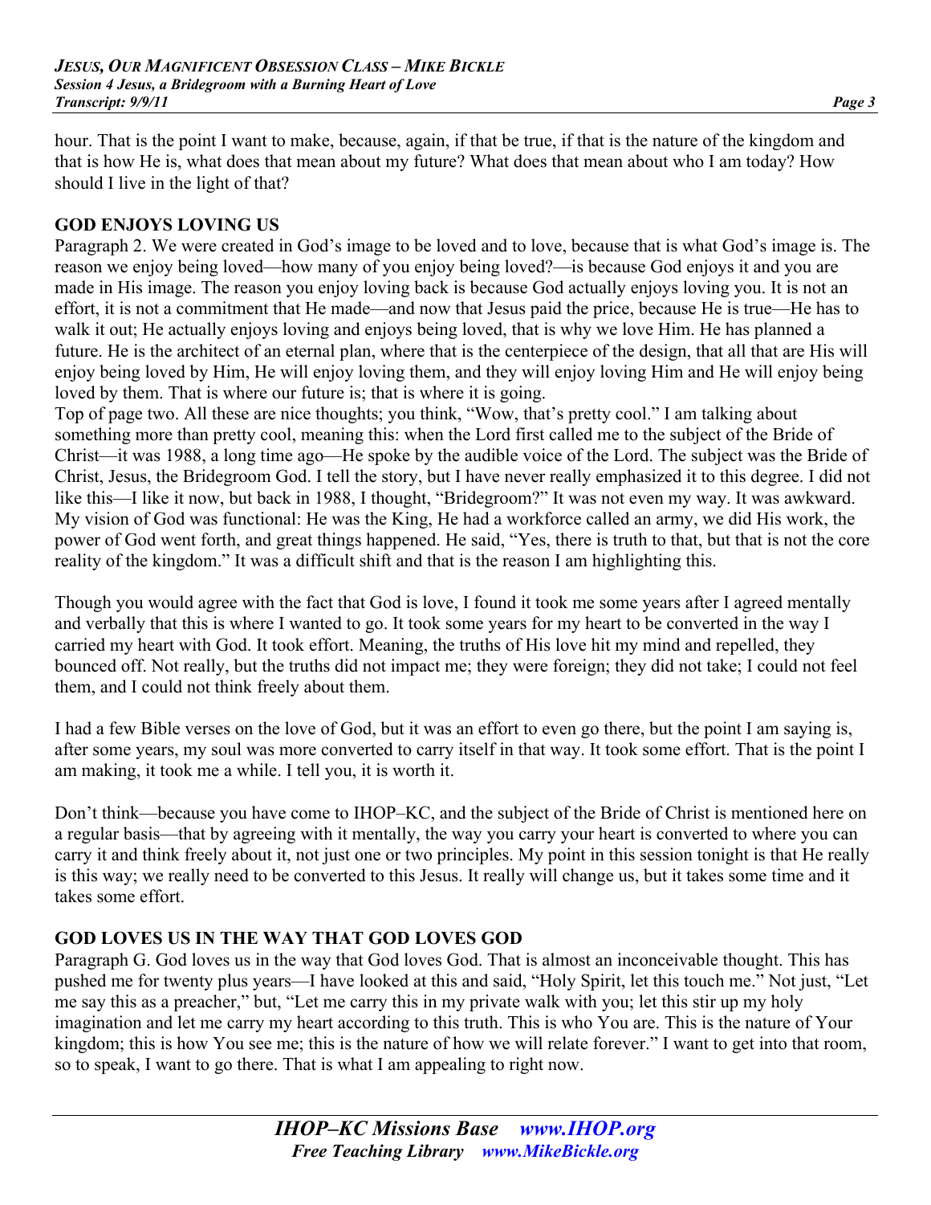hour. That is the point I want to make, because, again, if that be true, if that is the nature of the kingdom and that is how He is, what does that mean about my future? What does that mean about who I am today? How should I live in the light of that?

## GOD ENJOYS LOVING US

Paragraph 2. We were created in God's image to be loved and to love, because that is what God's image is. The reason we enjoy being loved—how many of you enjoy being loved?—is because God enjoys it and you are made in His image. The reason you enjoy loving back is because God actually enjoys loving you. It is not an effort, it is not a commitment that He made—and now that Jesus paid the price, because He is true—He has to walk it out; He actually enjoys loving and enjoys being loved, that is why we love Him. He has planned a future. He is the architect of an eternal plan, where that is the centerpiece of the design, that all that are His will enjoy being loved by Him, He will enjoy loving them, and they will enjoy loving Him and He will enjoy being loved by them. That is where our future is; that is where it is going.

Top of page two. All these are nice thoughts; you think, "Wow, that's pretty cool." I am talking about something more than pretty cool, meaning this: when the Lord first called me to the subject of the Bride of Christ—it was 1988, a long time ago—He spoke by the audible voice of the Lord. The subject was the Bride of Christ, Jesus, the Bridegroom God. I tell the story, but I have never really emphasized it to this degree. I did not like this—I like it now, but back in 1988, I thought, "Bridegroom?" It was not even my way. It was awkward. My vision of God was functional: He was the King, He had a workforce called an army, we did His work, the power of God went forth, and great things happened. He said, "Yes, there is truth to that, but that is not the core reality of the kingdom." It was a difficult shift and that is the reason I am highlighting this.

Though you would agree with the fact that God is love, I found it took me some years after I agreed mentally and verbally that this is where I wanted to go. It took some years for my heart to be converted in the way I carried my heart with God. It took effort. Meaning, the truths of His love hit my mind and repelled, they bounced off. Not really, but the truths did not impact me; they were foreign; they did not take; I could not feel them, and I could not think freely about them.

I had a few Bible verses on the love of God, but it was an effort to even go there, but the point I am saying is, after some years, my soul was more converted to carry itself in that way. It took some effort. That is the point I am making, it took me a while. I tell you, it is worth it.

Don't think—because you have come to IHOP–KC, and the subject of the Bride of Christ is mentioned here on a regular basis—that by agreeing with it mentally, the way you carry your heart is converted to where you can carry it and think freely about it, not just one or two principles. My point in this session tonight is that He really is this way; we really need to be converted to this Jesus. It really will change us, but it takes some time and it takes some effort.

## GOD LOVES US IN THE WAY THAT GOD LOVES GOD

Paragraph G. God loves us in the way that God loves God. That is almost an inconceivable thought. This has pushed me for twenty plus years—I have looked at this and said, "Holy Spirit, let this touch me." Not just, "Let me say this as a preacher," but, "Let me carry this in my private walk with you; let this stir up my holy imagination and let me carry my heart according to this truth. This is who You are. This is the nature of Your kingdom; this is how You see me; this is the nature of how we will relate forever." I want to get into that room, so to speak, I want to go there. That is what I am appealing to right now.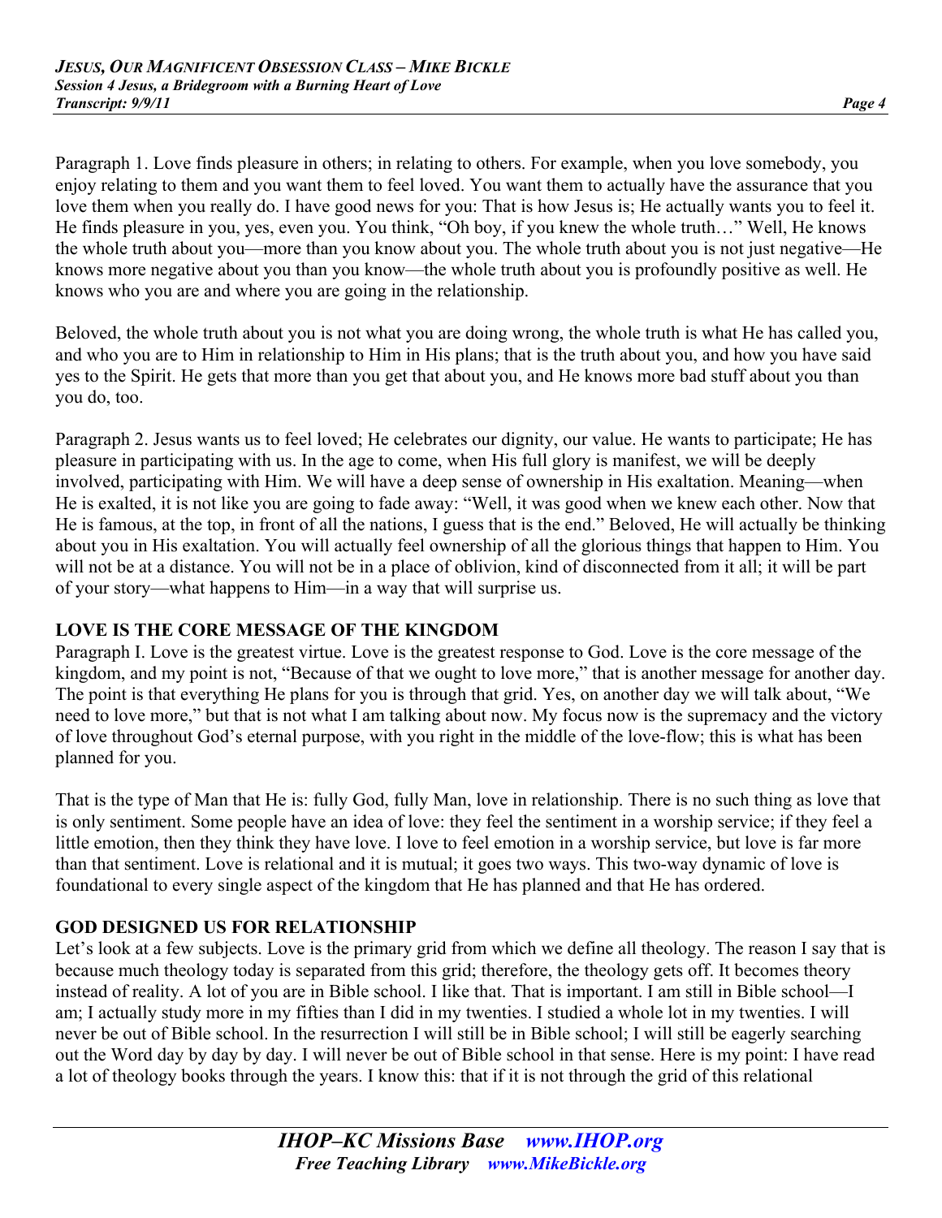Paragraph 1. Love finds pleasure in others; in relating to others. For example, when you love somebody, you enjoy relating to them and you want them to feel loved. You want them to actually have the assurance that you love them when you really do. I have good news for you: That is how Jesus is; He actually wants you to feel it. He finds pleasure in you, yes, even you. You think, "Oh boy, if you knew the whole truth…" Well, He knows the whole truth about you—more than you know about you. The whole truth about you is not just negative—He knows more negative about you than you know—the whole truth about you is profoundly positive as well. He knows who you are and where you are going in the relationship.

Beloved, the whole truth about you is not what you are doing wrong, the whole truth is what He has called you, and who you are to Him in relationship to Him in His plans; that is the truth about you, and how you have said yes to the Spirit. He gets that more than you get that about you, and He knows more bad stuff about you than you do, too.

Paragraph 2. Jesus wants us to feel loved; He celebrates our dignity, our value. He wants to participate; He has pleasure in participating with us. In the age to come, when His full glory is manifest, we will be deeply involved, participating with Him. We will have a deep sense of ownership in His exaltation. Meaning—when He is exalted, it is not like you are going to fade away: "Well, it was good when we knew each other. Now that He is famous, at the top, in front of all the nations, I guess that is the end." Beloved, He will actually be thinking about you in His exaltation. You will actually feel ownership of all the glorious things that happen to Him. You will not be at a distance. You will not be in a place of oblivion, kind of disconnected from it all; it will be part of your story—what happens to Him—in a way that will surprise us.

## LOVE IS THE CORE MESSAGE OF THE KINGDOM

Paragraph I. Love is the greatest virtue. Love is the greatest response to God. Love is the core message of the kingdom, and my point is not, "Because of that we ought to love more," that is another message for another day. The point is that everything He plans for you is through that grid. Yes, on another day we will talk about, "We need to love more," but that is not what I am talking about now. My focus now is the supremacy and the victory of love throughout God's eternal purpose, with you right in the middle of the love-flow; this is what has been planned for you.

That is the type of Man that He is: fully God, fully Man, love in relationship. There is no such thing as love that is only sentiment. Some people have an idea of love: they feel the sentiment in a worship service; if they feel a little emotion, then they think they have love. I love to feel emotion in a worship service, but love is far more than that sentiment. Love is relational and it is mutual; it goes two ways. This two-way dynamic of love is foundational to every single aspect of the kingdom that He has planned and that He has ordered.

## GOD DESIGNED US FOR RELATIONSHIP

Let's look at a few subjects. Love is the primary grid from which we define all theology. The reason I say that is because much theology today is separated from this grid; therefore, the theology gets off. It becomes theory instead of reality. A lot of you are in Bible school. I like that. That is important. I am still in Bible school—I am; I actually study more in my fifties than I did in my twenties. I studied a whole lot in my twenties. I will never be out of Bible school. In the resurrection I will still be in Bible school; I will still be eagerly searching out the Word day by day by day. I will never be out of Bible school in that sense. Here is my point: I have read a lot of theology books through the years. I know this: that if it is not through the grid of this relational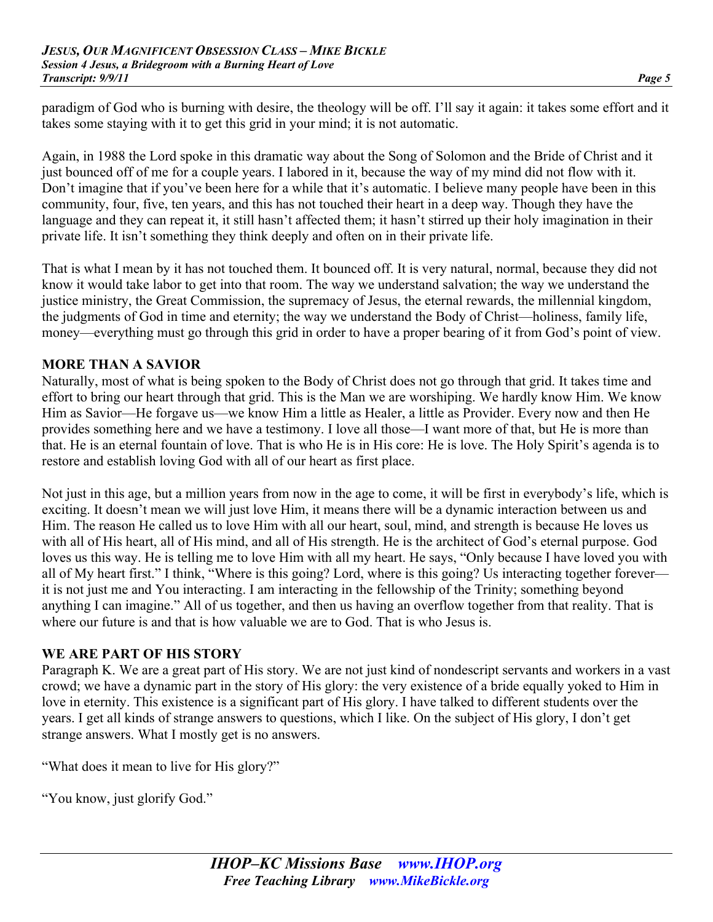paradigm of God who is burning with desire, the theology will be off. I'll say it again: it takes some effort and it takes some staying with it to get this grid in your mind; it is not automatic.

Again, in 1988 the Lord spoke in this dramatic way about the Song of Solomon and the Bride of Christ and it just bounced off of me for a couple years. I labored in it, because the way of my mind did not flow with it. Don't imagine that if you've been here for a while that it's automatic. I believe many people have been in this community, four, five, ten years, and this has not touched their heart in a deep way. Though they have the language and they can repeat it, it still hasn't affected them; it hasn't stirred up their holy imagination in their private life. It isn't something they think deeply and often on in their private life.

That is what I mean by it has not touched them. It bounced off. It is very natural, normal, because they did not know it would take labor to get into that room. The way we understand salvation; the way we understand the justice ministry, the Great Commission, the supremacy of Jesus, the eternal rewards, the millennial kingdom, the judgments of God in time and eternity; the way we understand the Body of Christ—holiness, family life, money—everything must go through this grid in order to have a proper bearing of it from God's point of view.

**MORE THAN A SAVIOR**

Naturally, most of what is being spoken to the Body of Christ does not go through that grid. It takes time and effort to bring our heart through that grid. This is the Man we are worshiping. We hardly know Him. We know Him as Savior—He forgave us—we know Him a little as Healer, a little as Provider. Every now and then He provides something here and we have a testimony. I love all those—I want more of that, but He is more than that. He is an eternal fountain of love. That is who He is in His core: He is love. The Holy Spirit's agenda is to restore and establish loving God with all of our heart as first place.

Not just in this age, but a million years from now in the age to come, it will be first in everybody's life, which is exciting. It doesn't mean we will just love Him, it means there will be a dynamic interaction between us and Him. The reason He called us to love Him with all our heart, soul, mind, and strength is because He loves us with all of His heart, all of His mind, and all of His strength. He is the architect of God's eternal purpose. God loves us this way. He is telling me to love Him with all my heart. He says, "Only because I have loved you with all of My heart first." I think, "Where is this going? Lord, where is this going? Us interacting together forever—it is not just me and You interacting. I am interacting in the fellowship of the Trinity; something beyond anything I can imagine." All of us together, and then us having an overflow together from that reality. That is where our future is and that is how valuable we are to God. That is who Jesus is.

**WE ARE PART OF HIS STORY**

Paragraph K. We are a great part of His story. We are not just kind of nondescript servants and workers in a vast crowd; we have a dynamic part in the story of His glory: the very existence of a bride equally yoked to Him in love in eternity. This existence is a significant part of His glory. I have talked to different students over the years. I get all kinds of strange answers to questions, which I like. On the subject of His glory, I don't get strange answers. What I mostly get is no answers.

"What does it mean to live for His glory?"

"You know, just glorify God."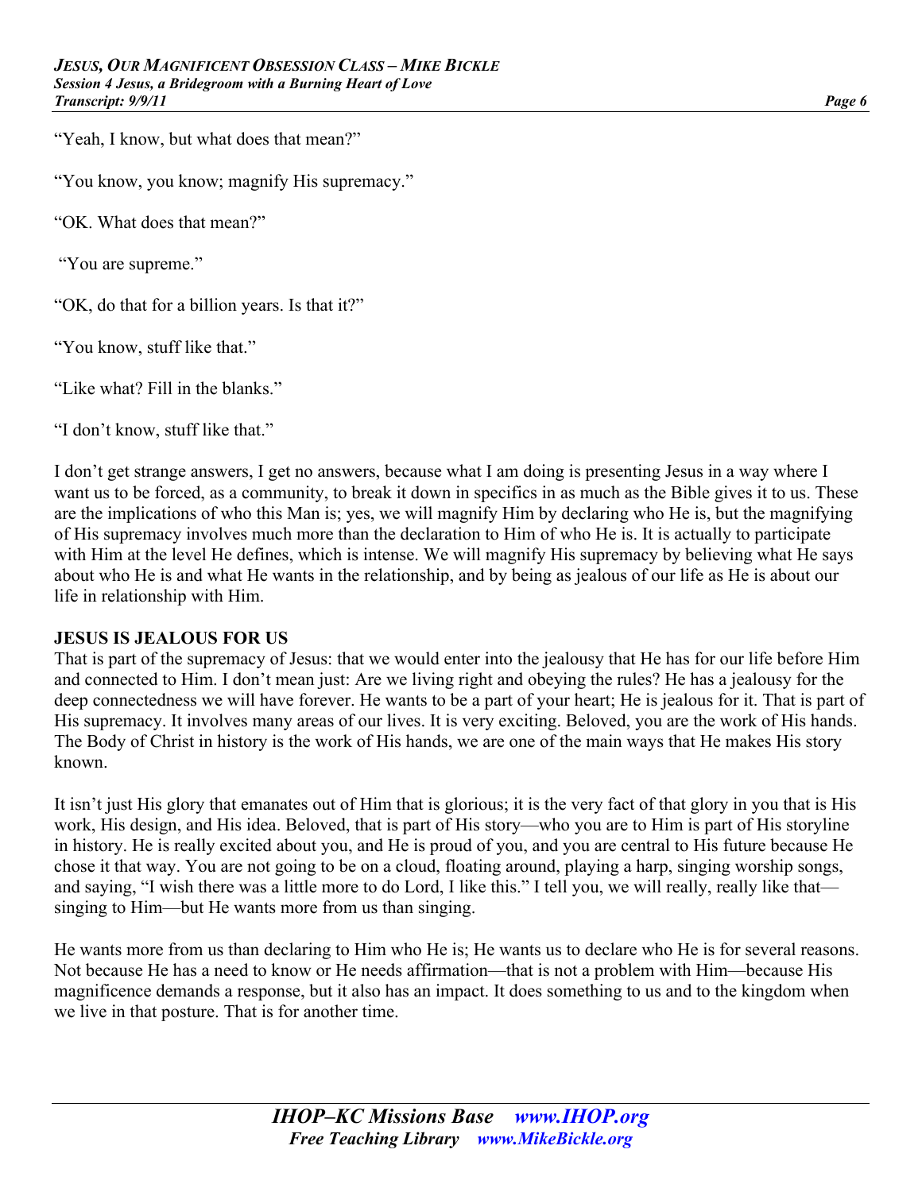"Yeah, I know, but what does that mean?"

"You know, you know; magnify His supremacy."

"OK. What does that mean?"

"You are supreme."

"OK, do that for a billion years. Is that it?"

"You know, stuff like that."

"Like what? Fill in the blanks."

"I don't know, stuff like that."

I don't get strange answers, I get no answers, because what I am doing is presenting Jesus in a way where I want us to be forced, as a community, to break it down in specifics in as much as the Bible gives it to us. These are the implications of who this Man is; yes, we will magnify Him by declaring who He is, but the magnifying of His supremacy involves much more than the declaration to Him of who He is. It is actually to participate with Him at the level He defines, which is intense. We will magnify His supremacy by believing what He says about who He is and what He wants in the relationship, and by being as jealous of our life as He is about our life in relationship with Him.

**JESUS IS JEALOUS FOR US**

That is part of the supremacy of Jesus: that we would enter into the jealousy that He has for our life before Him and connected to Him. I don't mean just: Are we living right and obeying the rules? He has a jealousy for the deep connectedness we will have forever. He wants to be a part of your heart; He is jealous for it. That is part of His supremacy. It involves many areas of our lives. It is very exciting. Beloved, you are the work of His hands. The Body of Christ in history is the work of His hands, we are one of the main ways that He makes His story known.

It isn't just His glory that emanates out of Him that is glorious; it is the very fact of that glory in you that is His work, His design, and His idea. Beloved, that is part of His story—who you are to Him is part of His storyline in history. He is really excited about you, and He is proud of you, and you are central to His future because He chose it that way. You are not going to be on a cloud, floating around, playing a harp, singing worship songs, and saying, "I wish there was a little more to do Lord, I like this." I tell you, we will really, really like that—singing to Him—but He wants more from us than singing.

He wants more from us than declaring to Him who He is; He wants us to declare who He is for several reasons. Not because He has a need to know or He needs affirmation—that is not a problem with Him—because His magnificence demands a response, but it also has an impact. It does something to us and to the kingdom when we live in that posture. That is for another time.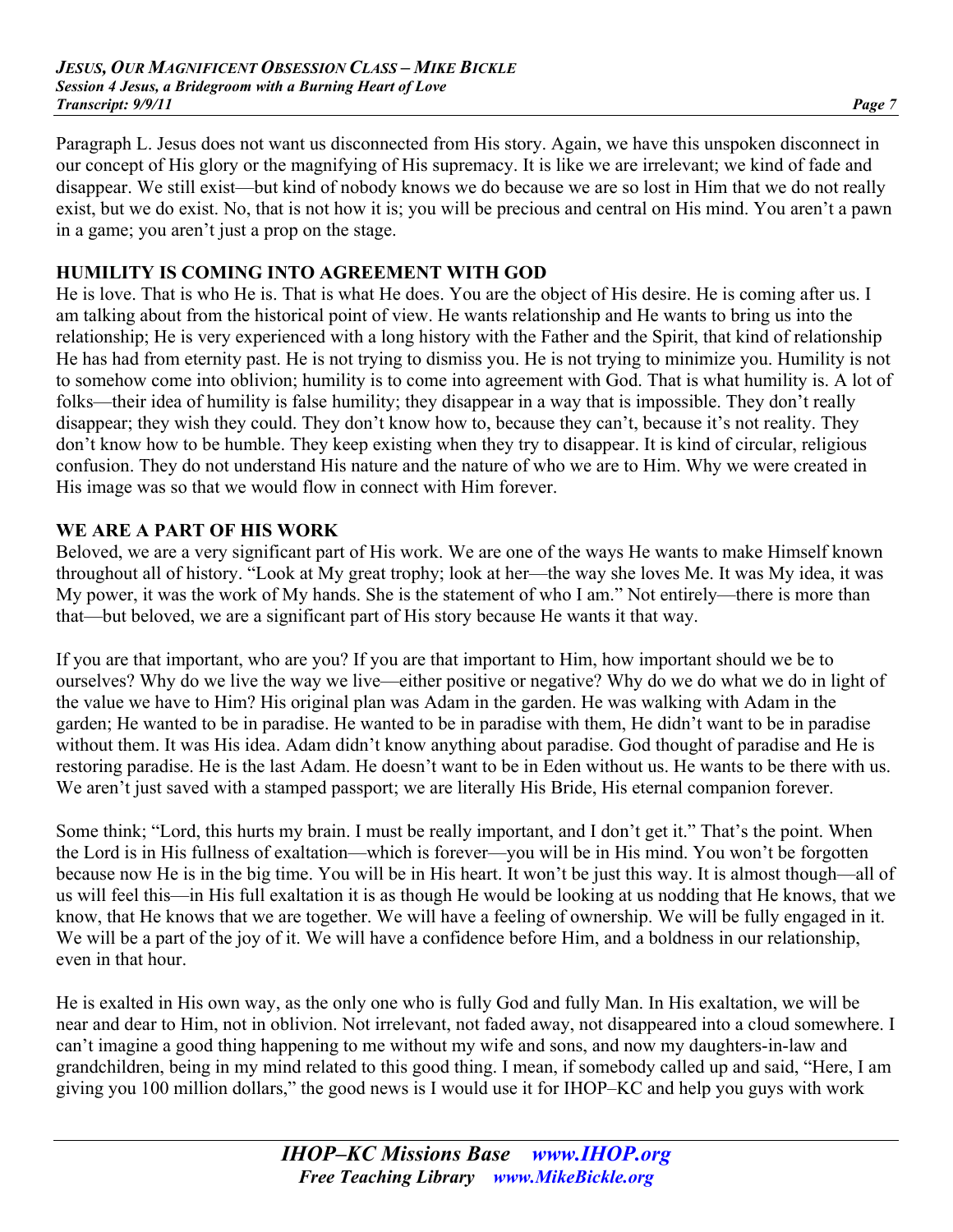Paragraph L. Jesus does not want us disconnected from His story. Again, we have this unspoken disconnect in our concept of His glory or the magnifying of His supremacy. It is like we are irrelevant; we kind of fade and disappear. We still exist—but kind of nobody knows we do because we are so lost in Him that we do not really exist, but we do exist. No, that is not how it is; you will be precious and central on His mind. You aren't a pawn in a game; you aren't just a prop on the stage.

## HUMILITY IS COMING INTO AGREEMENT WITH GOD

He is love. That is who He is. That is what He does. You are the object of His desire. He is coming after us. I am talking about from the historical point of view. He wants relationship and He wants to bring us into the relationship; He is very experienced with a long history with the Father and the Spirit, that kind of relationship He has had from eternity past. He is not trying to dismiss you. He is not trying to minimize you. Humility is not to somehow come into oblivion; humility is to come into agreement with God. That is what humility is. A lot of folks—their idea of humility is false humility; they disappear in a way that is impossible. They don't really disappear; they wish they could. They don't know how to, because they can't, because it's not reality. They don't know how to be humble. They keep existing when they try to disappear. It is kind of circular, religious confusion. They do not understand His nature and the nature of who we are to Him. Why we were created in His image was so that we would flow in connect with Him forever.

## WE ARE A PART OF HIS WORK

Beloved, we are a very significant part of His work. We are one of the ways He wants to make Himself known throughout all of history. "Look at My great trophy; look at her—the way she loves Me. It was My idea, it was My power, it was the work of My hands. She is the statement of who I am." Not entirely—there is more than that—but beloved, we are a significant part of His story because He wants it that way.

If you are that important, who are you? If you are that important to Him, how important should we be to ourselves? Why do we live the way we live—either positive or negative? Why do we do what we do in light of the value we have to Him? His original plan was Adam in the garden. He was walking with Adam in the garden; He wanted to be in paradise. He wanted to be in paradise with them, He didn't want to be in paradise without them. It was His idea. Adam didn't know anything about paradise. God thought of paradise and He is restoring paradise. He is the last Adam. He doesn't want to be in Eden without us. He wants to be there with us. We aren't just saved with a stamped passport; we are literally His Bride, His eternal companion forever.

Some think; "Lord, this hurts my brain. I must be really important, and I don't get it." That's the point. When the Lord is in His fullness of exaltation—which is forever—you will be in His mind. You won't be forgotten because now He is in the big time. You will be in His heart. It won't be just this way. It is almost though—all of us will feel this—in His full exaltation it is as though He would be looking at us nodding that He knows, that we know, that He knows that we are together. We will have a feeling of ownership. We will be fully engaged in it. We will be a part of the joy of it. We will have a confidence before Him, and a boldness in our relationship, even in that hour.

He is exalted in His own way, as the only one who is fully God and fully Man. In His exaltation, we will be near and dear to Him, not in oblivion. Not irrelevant, not faded away, not disappeared into a cloud somewhere. I can't imagine a good thing happening to me without my wife and sons, and now my daughters-in-law and grandchildren, being in my mind related to this good thing. I mean, if somebody called up and said, "Here, I am giving you 100 million dollars," the good news is I would use it for IHOP–KC and help you guys with work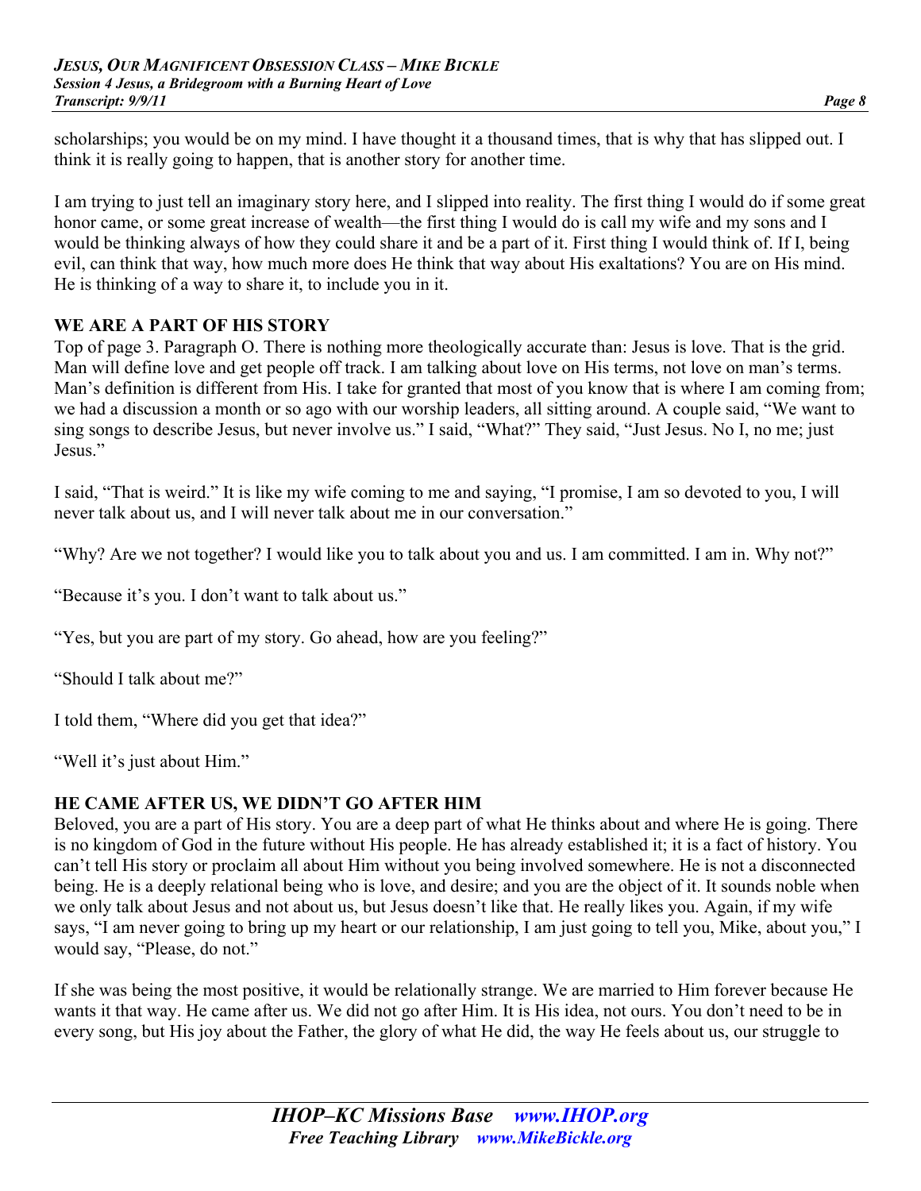scholarships; you would be on my mind. I have thought it a thousand times, that is why that has slipped out. I think it is really going to happen, that is another story for another time.

I am trying to just tell an imaginary story here, and I slipped into reality. The first thing I would do if some great honor came, or some great increase of wealth—the first thing I would do is call my wife and my sons and I would be thinking always of how they could share it and be a part of it. First thing I would think of. If I, being evil, can think that way, how much more does He think that way about His exaltations? You are on His mind. He is thinking of a way to share it, to include you in it.

## WE ARE A PART OF HIS STORY

Top of page 3. Paragraph O. There is nothing more theologically accurate than: Jesus is love. That is the grid. Man will define love and get people off track. I am talking about love on His terms, not love on man's terms. Man's definition is different from His. I take for granted that most of you know that is where I am coming from; we had a discussion a month or so ago with our worship leaders, all sitting around. A couple said, "We want to sing songs to describe Jesus, but never involve us." I said, "What?" They said, "Just Jesus. No I, no me; just Jesus."

I said, "That is weird." It is like my wife coming to me and saying, "I promise, I am so devoted to you, I will never talk about us, and I will never talk about me in our conversation."

"Why? Are we not together? I would like you to talk about you and us. I am committed. I am in. Why not?"

"Because it's you. I don't want to talk about us."

"Yes, but you are part of my story. Go ahead, how are you feeling?"

"Should I talk about me?"

I told them, "Where did you get that idea?"

"Well it's just about Him."

## HE CAME AFTER US, WE DIDN'T GO AFTER HIM

Beloved, you are a part of His story. You are a deep part of what He thinks about and where He is going. There is no kingdom of God in the future without His people. He has already established it; it is a fact of history. You can't tell His story or proclaim all about Him without you being involved somewhere. He is not a disconnected being. He is a deeply relational being who is love, and desire; and you are the object of it. It sounds noble when we only talk about Jesus and not about us, but Jesus doesn't like that. He really likes you. Again, if my wife says, "I am never going to bring up my heart or our relationship, I am just going to tell you, Mike, about you," I would say, "Please, do not."

If she was being the most positive, it would be relationally strange. We are married to Him forever because He wants it that way. He came after us. We did not go after Him. It is His idea, not ours. You don't need to be in every song, but His joy about the Father, the glory of what He did, the way He feels about us, our struggle to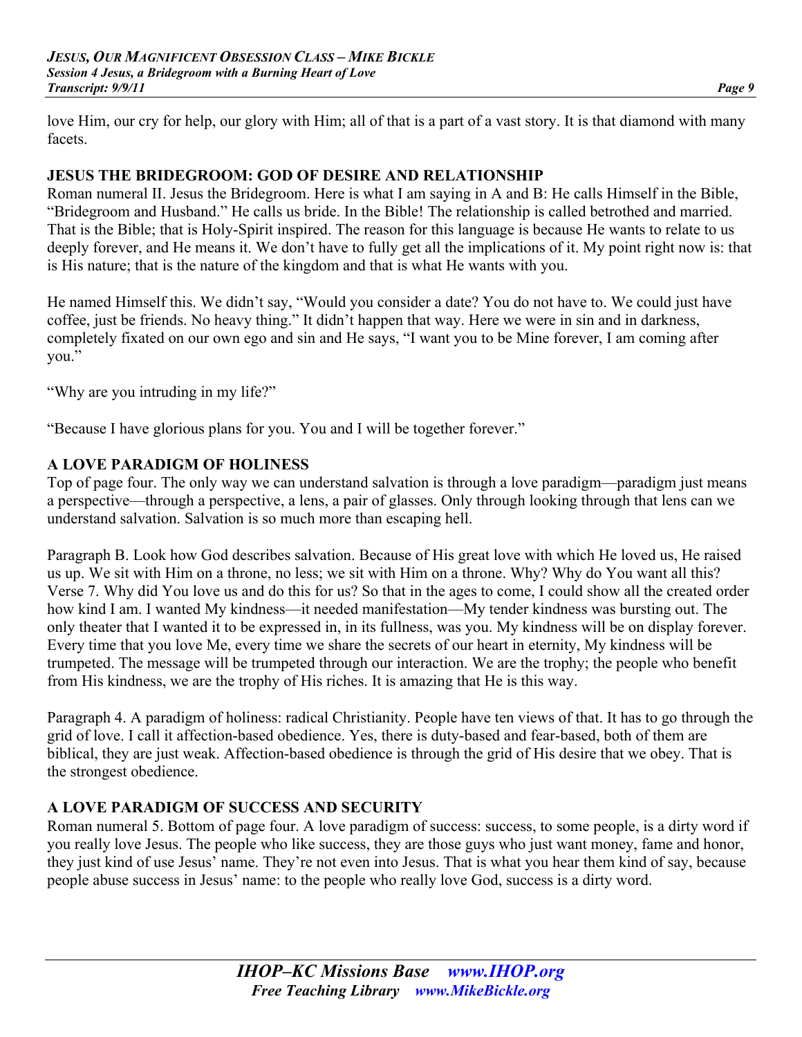love Him, our cry for help, our glory with Him; all of that is a part of a vast story. It is that diamond with many facets.

## JESUS THE BRIDEGROOM: GOD OF DESIRE AND RELATIONSHIP

Roman numeral II. Jesus the Bridegroom. Here is what I am saying in A and B: He calls Himself in the Bible, "Bridegroom and Husband." He calls us bride. In the Bible! The relationship is called betrothed and married. That is the Bible; that is Holy-Spirit inspired. The reason for this language is because He wants to relate to us deeply forever, and He means it. We don't have to fully get all the implications of it. My point right now is: that is His nature; that is the nature of the kingdom and that is what He wants with you.

He named Himself this. We didn't say, "Would you consider a date? You do not have to. We could just have coffee, just be friends. No heavy thing." It didn't happen that way. Here we were in sin and in darkness, completely fixated on our own ego and sin and He says, "I want you to be Mine forever, I am coming after you."

"Why are you intruding in my life?"

"Because I have glorious plans for you. You and I will be together forever."

## A LOVE PARADIGM OF HOLINESS

Top of page four. The only way we can understand salvation is through a love paradigm—paradigm just means a perspective—through a perspective, a lens, a pair of glasses. Only through looking through that lens can we understand salvation. Salvation is so much more than escaping hell.

Paragraph B. Look how God describes salvation. Because of His great love with which He loved us, He raised us up. We sit with Him on a throne, no less; we sit with Him on a throne. Why? Why do You want all this? Verse 7. Why did You love us and do this for us? So that in the ages to come, I could show all the created order how kind I am. I wanted My kindness—it needed manifestation—My tender kindness was bursting out. The only theater that I wanted it to be expressed in, in its fullness, was you. My kindness will be on display forever. Every time that you love Me, every time we share the secrets of our heart in eternity, My kindness will be trumpeted. The message will be trumpeted through our interaction. We are the trophy; the people who benefit from His kindness, we are the trophy of His riches. It is amazing that He is this way.

Paragraph 4. A paradigm of holiness: radical Christianity. People have ten views of that. It has to go through the grid of love. I call it affection-based obedience. Yes, there is duty-based and fear-based, both of them are biblical, they are just weak. Affection-based obedience is through the grid of His desire that we obey. That is the strongest obedience.

## A LOVE PARADIGM OF SUCCESS AND SECURITY

Roman numeral 5. Bottom of page four. A love paradigm of success: success, to some people, is a dirty word if you really love Jesus. The people who like success, they are those guys who just want money, fame and honor, they just kind of use Jesus' name. They're not even into Jesus. That is what you hear them kind of say, because people abuse success in Jesus' name: to the people who really love God, success is a dirty word.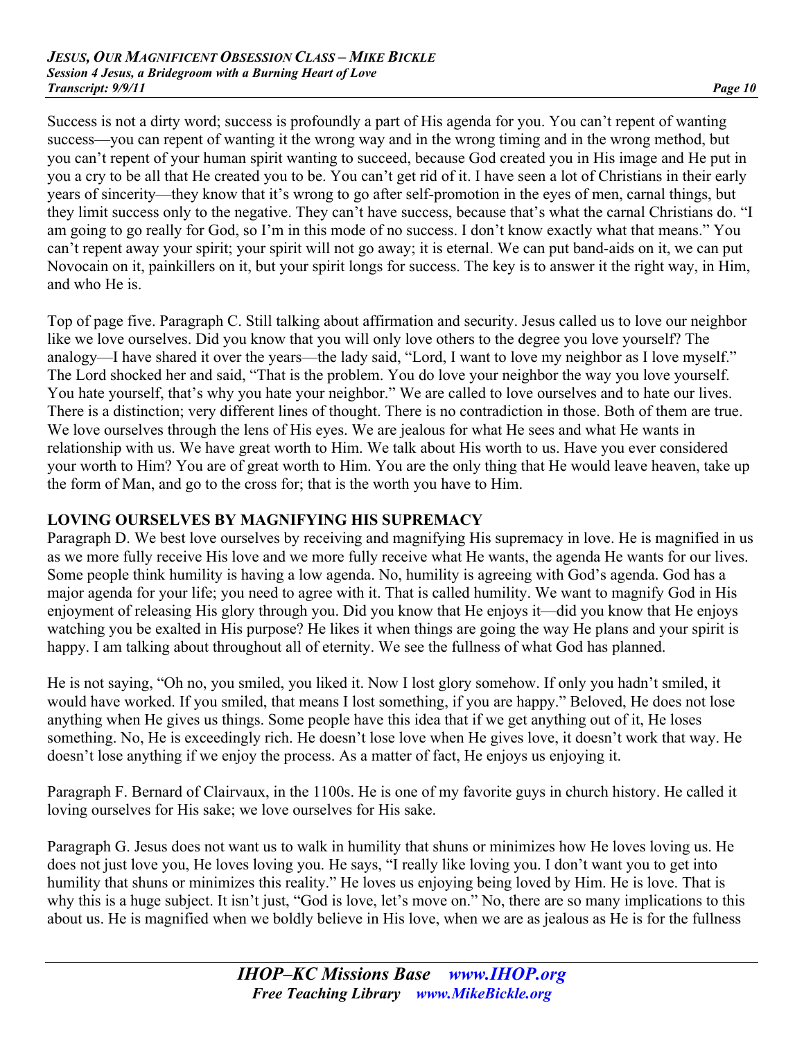Success is not a dirty word; success is profoundly a part of His agenda for you. You can't repent of wanting success—you can repent of wanting it the wrong way and in the wrong timing and in the wrong method, but you can't repent of your human spirit wanting to succeed, because God created you in His image and He put in you a cry to be all that He created you to be. You can't get rid of it. I have seen a lot of Christians in their early years of sincerity—they know that it's wrong to go after self-promotion in the eyes of men, carnal things, but they limit success only to the negative. They can't have success, because that's what the carnal Christians do. "I am going to go really for God, so I'm in this mode of no success. I don't know exactly what that means." You can't repent away your spirit; your spirit will not go away; it is eternal. We can put band-aids on it, we can put Novocain on it, painkillers on it, but your spirit longs for success. The key is to answer it the right way, in Him, and who He is.

Top of page five. Paragraph C. Still talking about affirmation and security. Jesus called us to love our neighbor like we love ourselves. Did you know that you will only love others to the degree you love yourself? The analogy—I have shared it over the years—the lady said, "Lord, I want to love my neighbor as I love myself." The Lord shocked her and said, "That is the problem. You do love your neighbor the way you love yourself. You hate yourself, that's why you hate your neighbor." We are called to love ourselves and to hate our lives. There is a distinction; very different lines of thought. There is no contradiction in those. Both of them are true. We love ourselves through the lens of His eyes. We are jealous for what He sees and what He wants in relationship with us. We have great worth to Him. We talk about His worth to us. Have you ever considered your worth to Him? You are of great worth to Him. You are the only thing that He would leave heaven, take up the form of Man, and go to the cross for; that is the worth you have to Him.

**LOVING OURSELVES BY MAGNIFYING HIS SUPREMACY**

Paragraph D. We best love ourselves by receiving and magnifying His supremacy in love. He is magnified in us as we more fully receive His love and we more fully receive what He wants, the agenda He wants for our lives. Some people think humility is having a low agenda. No, humility is agreeing with God's agenda. God has a major agenda for your life; you need to agree with it. That is called humility. We want to magnify God in His enjoyment of releasing His glory through you. Did you know that He enjoys it—did you know that He enjoys watching you be exalted in His purpose? He likes it when things are going the way He plans and your spirit is happy. I am talking about throughout all of eternity. We see the fullness of what God has planned.

He is not saying, "Oh no, you smiled, you liked it. Now I lost glory somehow. If only you hadn't smiled, it would have worked. If you smiled, that means I lost something, if you are happy." Beloved, He does not lose anything when He gives us things. Some people have this idea that if we get anything out of it, He loses something. No, He is exceedingly rich. He doesn't lose love when He gives love, it doesn't work that way. He doesn't lose anything if we enjoy the process. As a matter of fact, He enjoys us enjoying it.

Paragraph F. Bernard of Clairvaux, in the 1100s. He is one of my favorite guys in church history. He called it loving ourselves for His sake; we love ourselves for His sake.

Paragraph G. Jesus does not want us to walk in humility that shuns or minimizes how He loves loving us. He does not just love you, He loves loving you. He says, "I really like loving you. I don't want you to get into humility that shuns or minimizes this reality." He loves us enjoying being loved by Him. He is love. That is why this is a huge subject. It isn't just, "God is love, let's move on." No, there are so many implications to this about us. He is magnified when we boldly believe in His love, when we are as jealous as He is for the fullness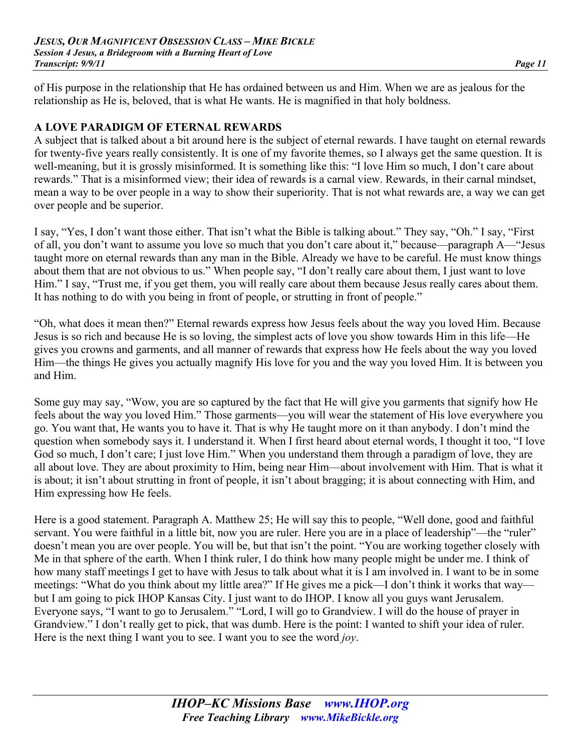of His purpose in the relationship that He has ordained between us and Him. When we are as jealous for the relationship as He is, beloved, that is what He wants. He is magnified in that holy boldness.

## A LOVE PARADIGM OF ETERNAL REWARDS

A subject that is talked about a bit around here is the subject of eternal rewards. I have taught on eternal rewards for twenty-five years really consistently. It is one of my favorite themes, so I always get the same question. It is well-meaning, but it is grossly misinformed. It is something like this: "I love Him so much, I don't care about rewards." That is a misinformed view; their idea of rewards is a carnal view. Rewards, in their carnal mindset, mean a way to be over people in a way to show their superiority. That is not what rewards are, a way we can get over people and be superior.

I say, "Yes, I don't want those either. That isn't what the Bible is talking about." They say, "Oh." I say, "First of all, you don't want to assume you love so much that you don't care about it," because—paragraph A—"Jesus taught more on eternal rewards than any man in the Bible. Already we have to be careful. He must know things about them that are not obvious to us." When people say, "I don't really care about them, I just want to love Him." I say, "Trust me, if you get them, you will really care about them because Jesus really cares about them. It has nothing to do with you being in front of people, or strutting in front of people."

"Oh, what does it mean then?" Eternal rewards express how Jesus feels about the way you loved Him. Because Jesus is so rich and because He is so loving, the simplest acts of love you show towards Him in this life—He gives you crowns and garments, and all manner of rewards that express how He feels about the way you loved Him—the things He gives you actually magnify His love for you and the way you loved Him. It is between you and Him.

Some guy may say, "Wow, you are so captured by the fact that He will give you garments that signify how He feels about the way you loved Him." Those garments—you will wear the statement of His love everywhere you go. You want that, He wants you to have it. That is why He taught more on it than anybody. I don't mind the question when somebody says it. I understand it. When I first heard about eternal words, I thought it too, "I love God so much, I don't care; I just love Him." When you understand them through a paradigm of love, they are all about love. They are about proximity to Him, being near Him—about involvement with Him. That is what it is about; it isn't about strutting in front of people, it isn't about bragging; it is about connecting with Him, and Him expressing how He feels.

Here is a good statement. Paragraph A. Matthew 25; He will say this to people, "Well done, good and faithful servant. You were faithful in a little bit, now you are ruler. Here you are in a place of leadership"—the "ruler" doesn't mean you are over people. You will be, but that isn't the point. "You are working together closely with Me in that sphere of the earth. When I think ruler, I do think how many people might be under me. I think of how many staff meetings I get to have with Jesus to talk about what it is I am involved in. I want to be in some meetings: "What do you think about my little area?" If He gives me a pick—I don't think it works that way—but I am going to pick IHOP Kansas City. I just want to do IHOP. I know all you guys want Jerusalem. Everyone says, "I want to go to Jerusalem." "Lord, I will go to Grandview. I will do the house of prayer in Grandview." I don't really get to pick, that was dumb. Here is the point: I wanted to shift your idea of ruler. Here is the next thing I want you to see. I want you to see the word *joy*.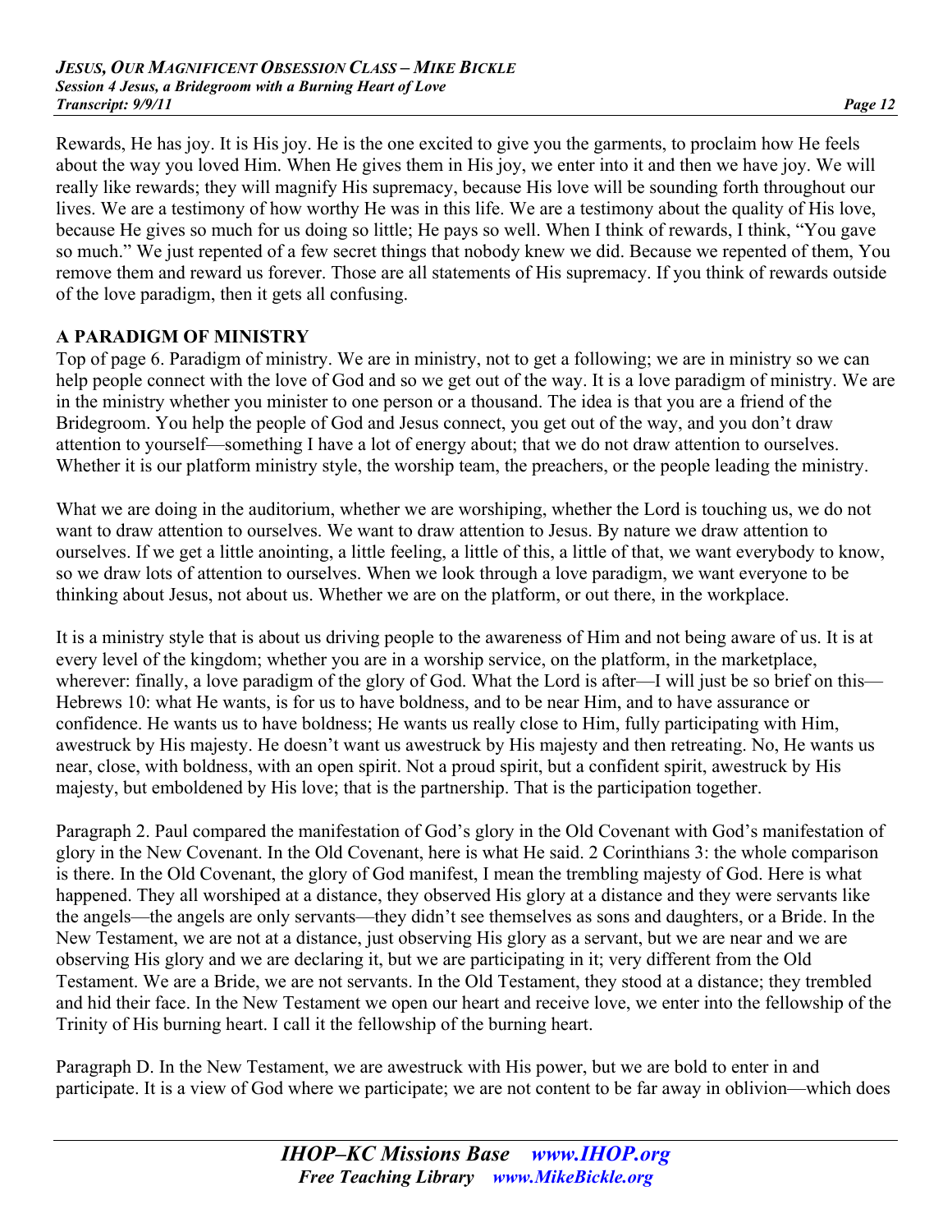Rewards, He has joy. It is His joy. He is the one excited to give you the garments, to proclaim how He feels about the way you loved Him. When He gives them in His joy, we enter into it and then we have joy. We will really like rewards; they will magnify His supremacy, because His love will be sounding forth throughout our lives. We are a testimony of how worthy He was in this life. We are a testimony about the quality of His love, because He gives so much for us doing so little; He pays so well. When I think of rewards, I think, "You gave so much." We just repented of a few secret things that nobody knew we did. Because we repented of them, You remove them and reward us forever. Those are all statements of His supremacy. If you think of rewards outside of the love paradigm, then it gets all confusing.

**A PARADIGM OF MINISTRY**

Top of page 6. Paradigm of ministry. We are in ministry, not to get a following; we are in ministry so we can help people connect with the love of God and so we get out of the way. It is a love paradigm of ministry. We are in the ministry whether you minister to one person or a thousand. The idea is that you are a friend of the Bridegroom. You help the people of God and Jesus connect, you get out of the way, and you don't draw attention to yourself—something I have a lot of energy about; that we do not draw attention to ourselves. Whether it is our platform ministry style, the worship team, the preachers, or the people leading the ministry.

What we are doing in the auditorium, whether we are worshiping, whether the Lord is touching us, we do not want to draw attention to ourselves. We want to draw attention to Jesus. By nature we draw attention to ourselves. If we get a little anointing, a little feeling, a little of this, a little of that, we want everybody to know, so we draw lots of attention to ourselves. When we look through a love paradigm, we want everyone to be thinking about Jesus, not about us. Whether we are on the platform, or out there, in the workplace.

It is a ministry style that is about us driving people to the awareness of Him and not being aware of us. It is at every level of the kingdom; whether you are in a worship service, on the platform, in the marketplace, wherever: finally, a love paradigm of the glory of God. What the Lord is after—I will just be so brief on this—Hebrews 10: what He wants, is for us to have boldness, and to be near Him, and to have assurance or confidence. He wants us to have boldness; He wants us really close to Him, fully participating with Him, awestruck by His majesty. He doesn't want us awestruck by His majesty and then retreating. No, He wants us near, close, with boldness, with an open spirit. Not a proud spirit, but a confident spirit, awestruck by His majesty, but emboldened by His love; that is the partnership. That is the participation together.

Paragraph 2. Paul compared the manifestation of God's glory in the Old Covenant with God's manifestation of glory in the New Covenant. In the Old Covenant, here is what He said. 2 Corinthians 3: the whole comparison is there. In the Old Covenant, the glory of God manifest, I mean the trembling majesty of God. Here is what happened. They all worshiped at a distance, they observed His glory at a distance and they were servants like the angels—the angels are only servants—they didn't see themselves as sons and daughters, or a Bride. In the New Testament, we are not at a distance, just observing His glory as a servant, but we are near and we are observing His glory and we are declaring it, but we are participating in it; very different from the Old Testament. We are a Bride, we are not servants. In the Old Testament, they stood at a distance; they trembled and hid their face. In the New Testament we open our heart and receive love, we enter into the fellowship of the Trinity of His burning heart. I call it the fellowship of the burning heart.

Paragraph D. In the New Testament, we are awestruck with His power, but we are bold to enter in and participate. It is a view of God where we participate; we are not content to be far away in oblivion—which does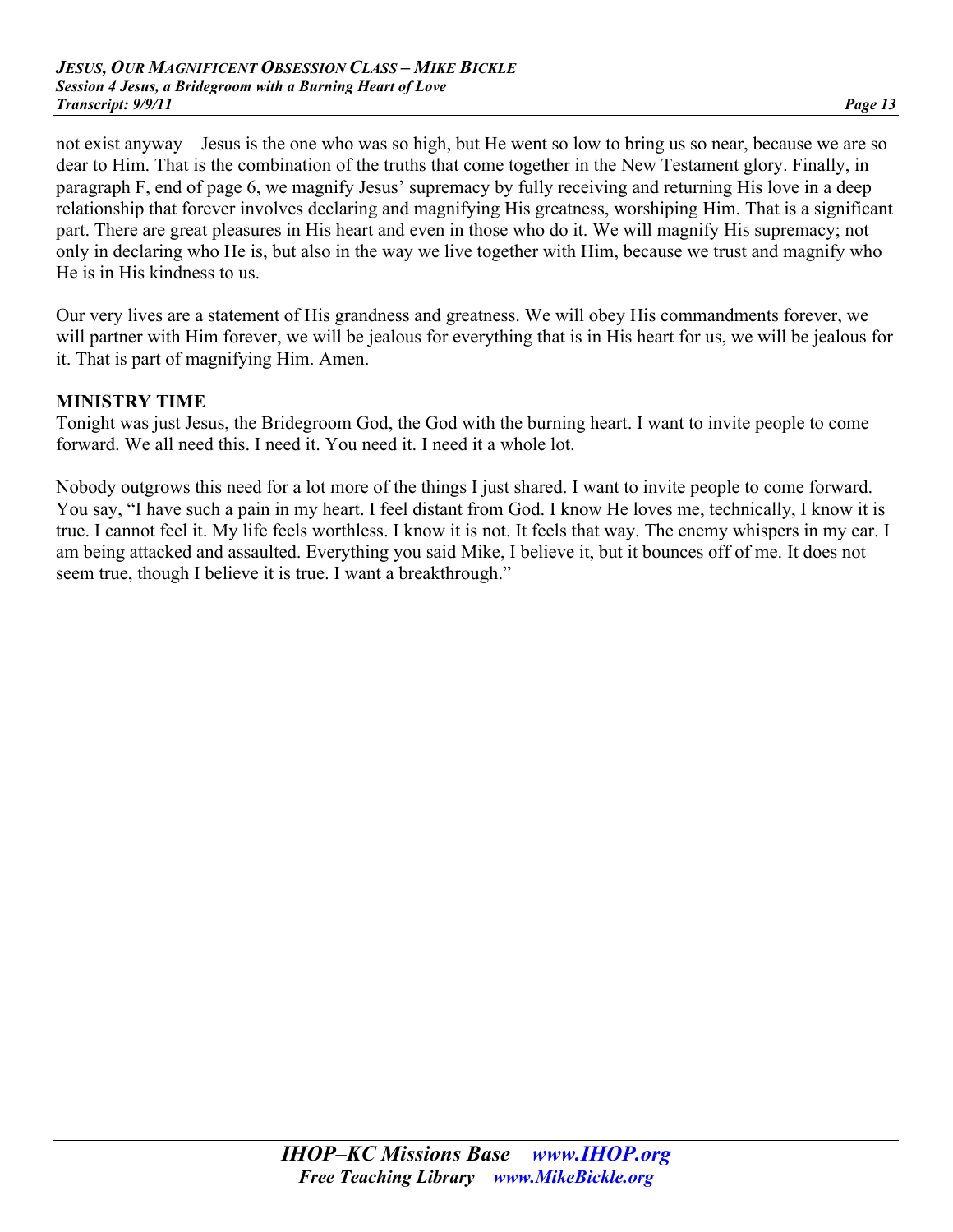not exist anyway—Jesus is the one who was so high, but He went so low to bring us so near, because we are so dear to Him. That is the combination of the truths that come together in the New Testament glory. Finally, in paragraph F, end of page 6, we magnify Jesus' supremacy by fully receiving and returning His love in a deep relationship that forever involves declaring and magnifying His greatness, worshiping Him. That is a significant part. There are great pleasures in His heart and even in those who do it. We will magnify His supremacy; not only in declaring who He is, but also in the way we live together with Him, because we trust and magnify who He is in His kindness to us.

Our very lives are a statement of His grandness and greatness. We will obey His commandments forever, we will partner with Him forever, we will be jealous for everything that is in His heart for us, we will be jealous for it. That is part of magnifying Him. Amen.

**MINISTRY TIME**

Tonight was just Jesus, the Bridegroom God, the God with the burning heart. I want to invite people to come forward. We all need this. I need it. You need it. I need it a whole lot.

Nobody outgrows this need for a lot more of the things I just shared. I want to invite people to come forward. You say, "I have such a pain in my heart. I feel distant from God. I know He loves me, technically, I know it is true. I cannot feel it. My life feels worthless. I know it is not. It feels that way. The enemy whispers in my ear. I am being attacked and assaulted. Everything you said Mike, I believe it, but it bounces off of me. It does not seem true, though I believe it is true. I want a breakthrough."